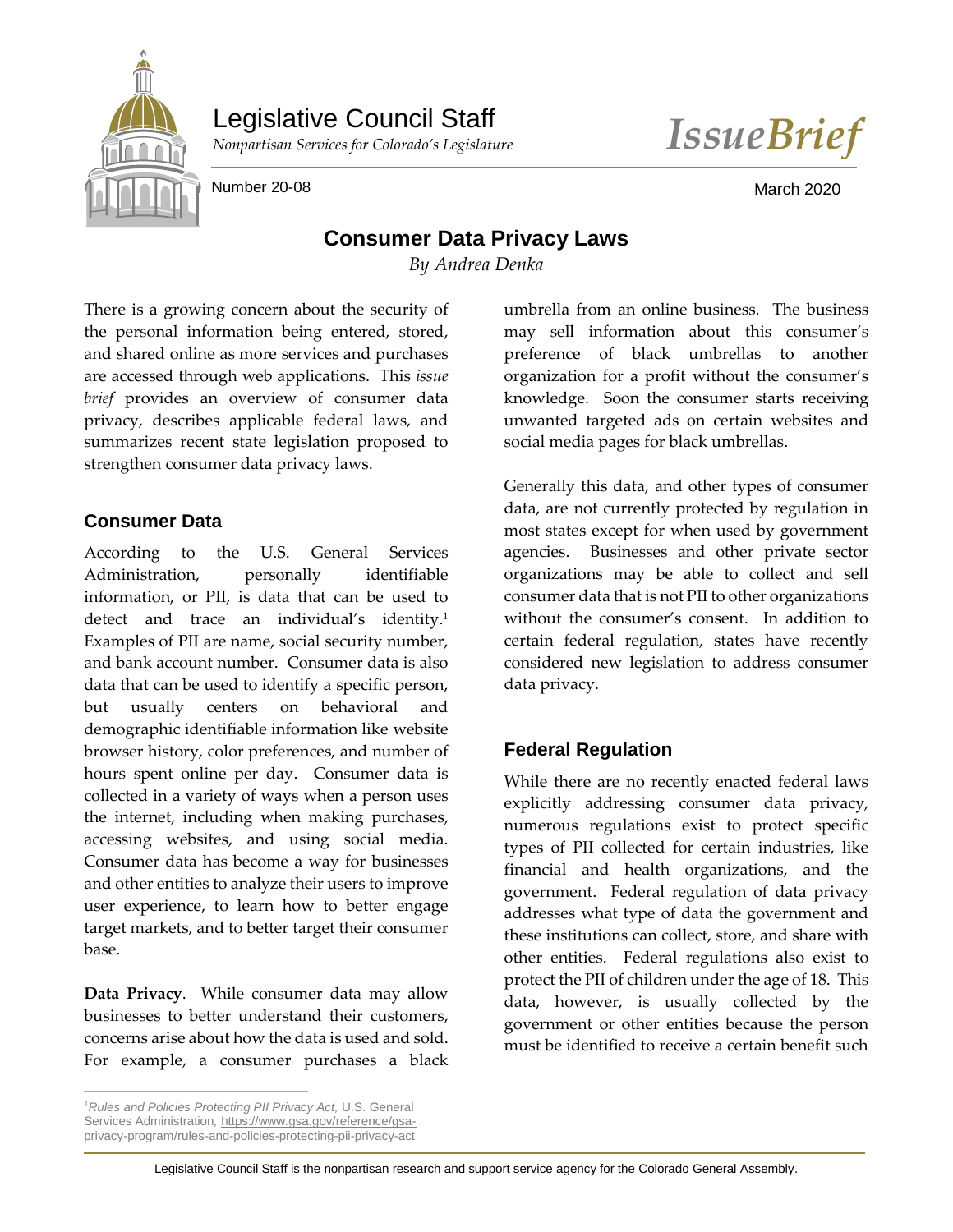Legislative Council Staff

*Nonpartisan Services for Colorado's Legislature*

*IssueBrief*

Number 20-08

March 2020

# Consumer Data Privacy Laws

*By Andrea Denka*

There is a growing concern about the security of the personal information being entered, stored, and shared online as more services and purchases are accessed through web applications. This *issue brief* provides an overview of consumer data privacy, describes applicable federal laws, and summarizes recent state legislation proposed to strengthen consumer data privacy laws.

## Consumer Data

According to the U.S. General Services Administration, personally identifiable information, or PII, is data that can be used to detect and trace an individual's identity.[1] Examples of PII are name, social security number, and bank account number. Consumer data is also data that can be used to identify a specific person, but usually centers on behavioral and demographic identifiable information like website browser history, color preferences, and number of hours spent online per day. Consumer data is collected in a variety of ways when a person uses the internet, including when making purchases, accessing websites, and using social media. Consumer data has become a way for businesses and other entities to analyze their users to improve user experience, to learn how to better engage target markets, and to better target their consumer base.

**Data Privacy**. While consumer data may allow businesses to better understand their customers, concerns arise about how the data is used and sold. For example, a consumer purchases a black umbrella from an online business. The business may sell information about this consumer's preference of black umbrellas to another organization for a profit without the consumer's knowledge. Soon the consumer starts receiving unwanted targeted ads on certain websites and social media pages for black umbrellas.

Generally this data, and other types of consumer data, are not currently protected by regulation in most states except for when used by government agencies. Businesses and other private sector organizations may be able to collect and sell consumer data that is not PII to other organizations without the consumer's consent. In addition to certain federal regulation, states have recently considered new legislation to address consumer data privacy.

## Federal Regulation

While there are no recently enacted federal laws explicitly addressing consumer data privacy, numerous regulations exist to protect specific types of PII collected for certain industries, like financial and health organizations, and the government. Federal regulation of data privacy addresses what type of data the government and these institutions can collect, store, and share with other entities. Federal regulations also exist to protect the PII of children under the age of 18. This data, however, is usually collected by the government or other entities because the person must be identified to receive a certain benefit such

[1] *Rules and Policies Protecting PII Privacy Act,* U.S. General Services Administration, https://www.gsa.gov/reference/gsa-privacy-program/rules-and-policies-protecting-pii-privacy-act

Legislative Council Staff is the nonpartisan research and support service agency for the Colorado General Assembly.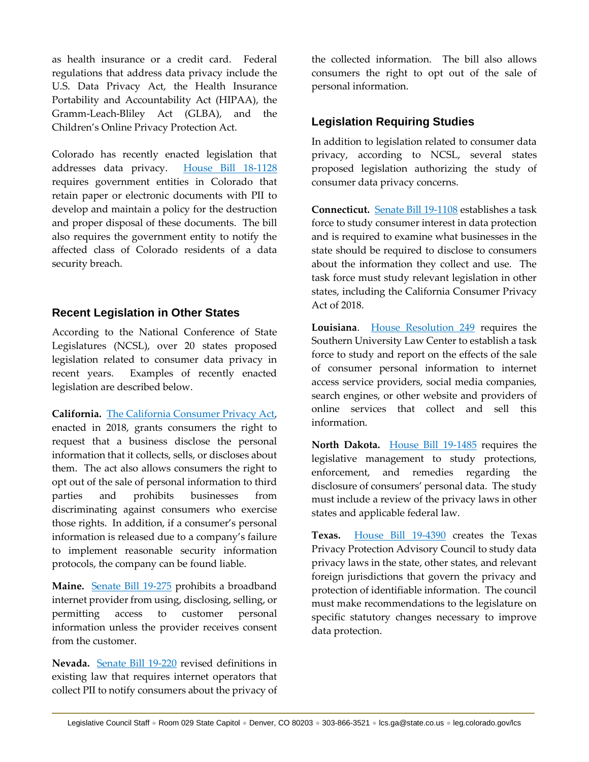as health insurance or a credit card. Federal regulations that address data privacy include the U.S. Data Privacy Act, the Health Insurance Portability and Accountability Act (HIPAA), the Gramm-Leach-Bliley Act (GLBA), and the Children's Online Privacy Protection Act.

Colorado has recently enacted legislation that addresses data privacy. House Bill 18-1128 requires government entities in Colorado that retain paper or electronic documents with PII to develop and maintain a policy for the destruction and proper disposal of these documents. The bill also requires the government entity to notify the affected class of Colorado residents of a data security breach.

## Recent Legislation in Other States

According to the National Conference of State Legislatures (NCSL), over 20 states proposed legislation related to consumer data privacy in recent years. Examples of recently enacted legislation are described below.

**California.** The California Consumer Privacy Act, enacted in 2018, grants consumers the right to request that a business disclose the personal information that it collects, sells, or discloses about them. The act also allows consumers the right to opt out of the sale of personal information to third parties and prohibits businesses from discriminating against consumers who exercise those rights. In addition, if a consumer's personal information is released due to a company's failure to implement reasonable security information protocols, the company can be found liable.

**Maine.** Senate Bill 19-275 prohibits a broadband internet provider from using, disclosing, selling, or permitting access to customer personal information unless the provider receives consent from the customer.

**Nevada.** Senate Bill 19-220 revised definitions in existing law that requires internet operators that collect PII to notify consumers about the privacy of the collected information. The bill also allows consumers the right to opt out of the sale of personal information.

## Legislation Requiring Studies

In addition to legislation related to consumer data privacy, according to NCSL, several states proposed legislation authorizing the study of consumer data privacy concerns.

**Connecticut.** Senate Bill 19-1108 establishes a task force to study consumer interest in data protection and is required to examine what businesses in the state should be required to disclose to consumers about the information they collect and use. The task force must study relevant legislation in other states, including the California Consumer Privacy Act of 2018.

**Louisiana**. House Resolution 249 requires the Southern University Law Center to establish a task force to study and report on the effects of the sale of consumer personal information to internet access service providers, social media companies, search engines, or other website and providers of online services that collect and sell this information.

**North Dakota.** House Bill 19-1485 requires the legislative management to study protections, enforcement, and remedies regarding the disclosure of consumers' personal data. The study must include a review of the privacy laws in other states and applicable federal law.

**Texas.** House Bill 19-4390 creates the Texas Privacy Protection Advisory Council to study data privacy laws in the state, other states, and relevant foreign jurisdictions that govern the privacy and protection of identifiable information. The council must make recommendations to the legislature on specific statutory changes necessary to improve data protection.